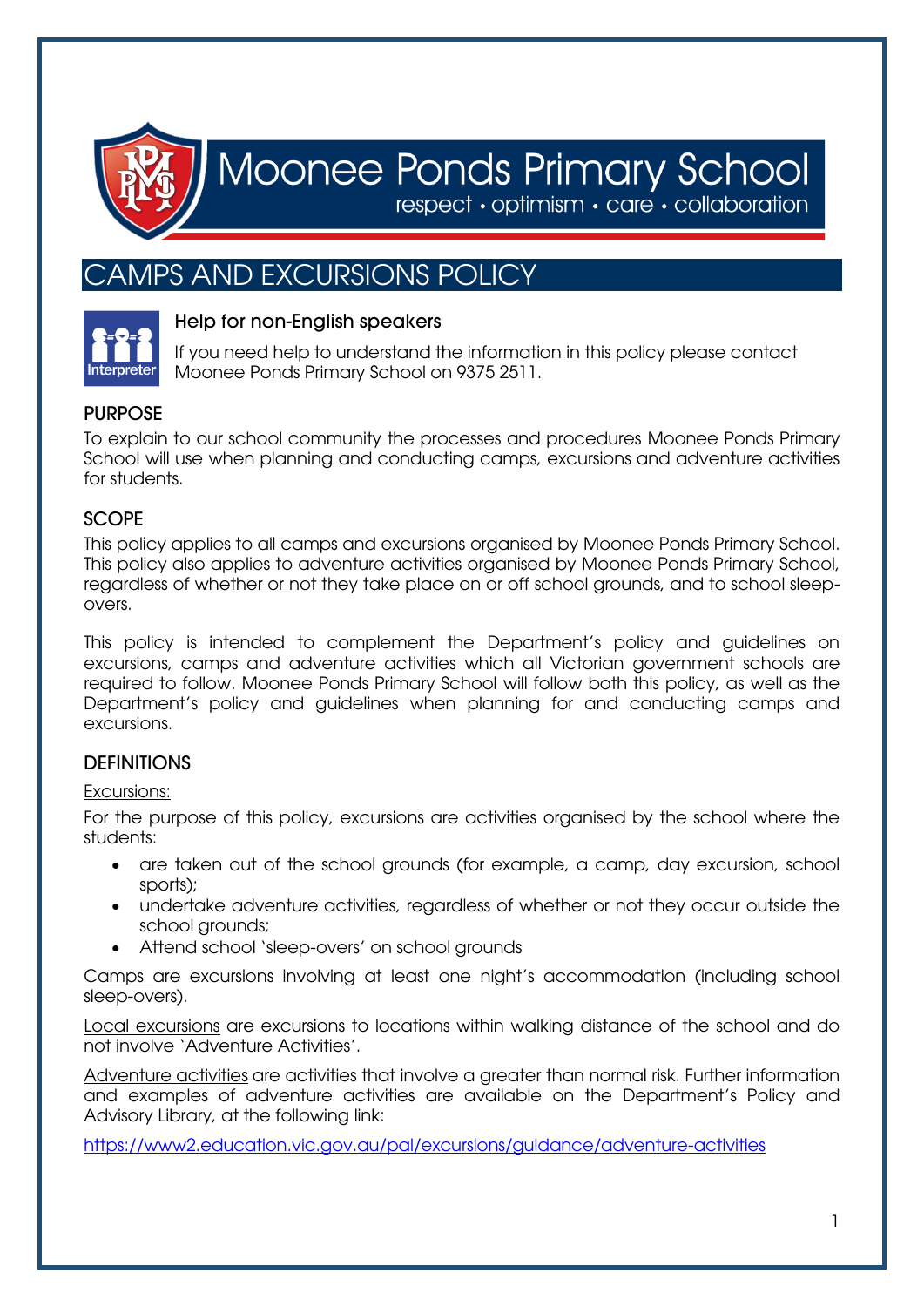# Moonee Ponds Primary School

respect • optimism • care • collaboration

# CAMPS AND EXCURSIONS POLICY

### Help for non-English speakers

If you need help to understand the information in this policy please contact Moonee Ponds Primary School on 9375 2511.

## PURPOSE

To explain to our school community the processes and procedures Moonee Ponds Primary School will use when planning and conducting camps, excursions and adventure activities for students.

## SCOPE

This policy applies to all camps and excursions organised by Moonee Ponds Primary School. This policy also applies to adventure activities organised by Moonee Ponds Primary School, regardless of whether or not they take place on or off school grounds, and to school sleep-overs.

This policy is intended to complement the Department's policy and guidelines on excursions, camps and adventure activities which all Victorian government schools are required to follow. Moonee Ponds Primary School will follow both this policy, as well as the Department's policy and guidelines when planning for and conducting camps and excursions.

## DEFINITIONS

Excursions:

For the purpose of this policy, excursions are activities organised by the school where the students:

- are taken out of the school grounds (for example, a camp, day excursion, school sports);
- undertake adventure activities, regardless of whether or not they occur outside the school grounds;
- Attend school 'sleep-overs' on school grounds

Camps are excursions involving at least one night's accommodation (including school sleep-overs).

Local excursions are excursions to locations within walking distance of the school and do not involve 'Adventure Activities'.

Adventure activities are activities that involve a greater than normal risk. Further information and examples of adventure activities are available on the Department's Policy and Advisory Library, at the following link:

https://www2.education.vic.gov.au/pal/excursions/guidance/adventure-activities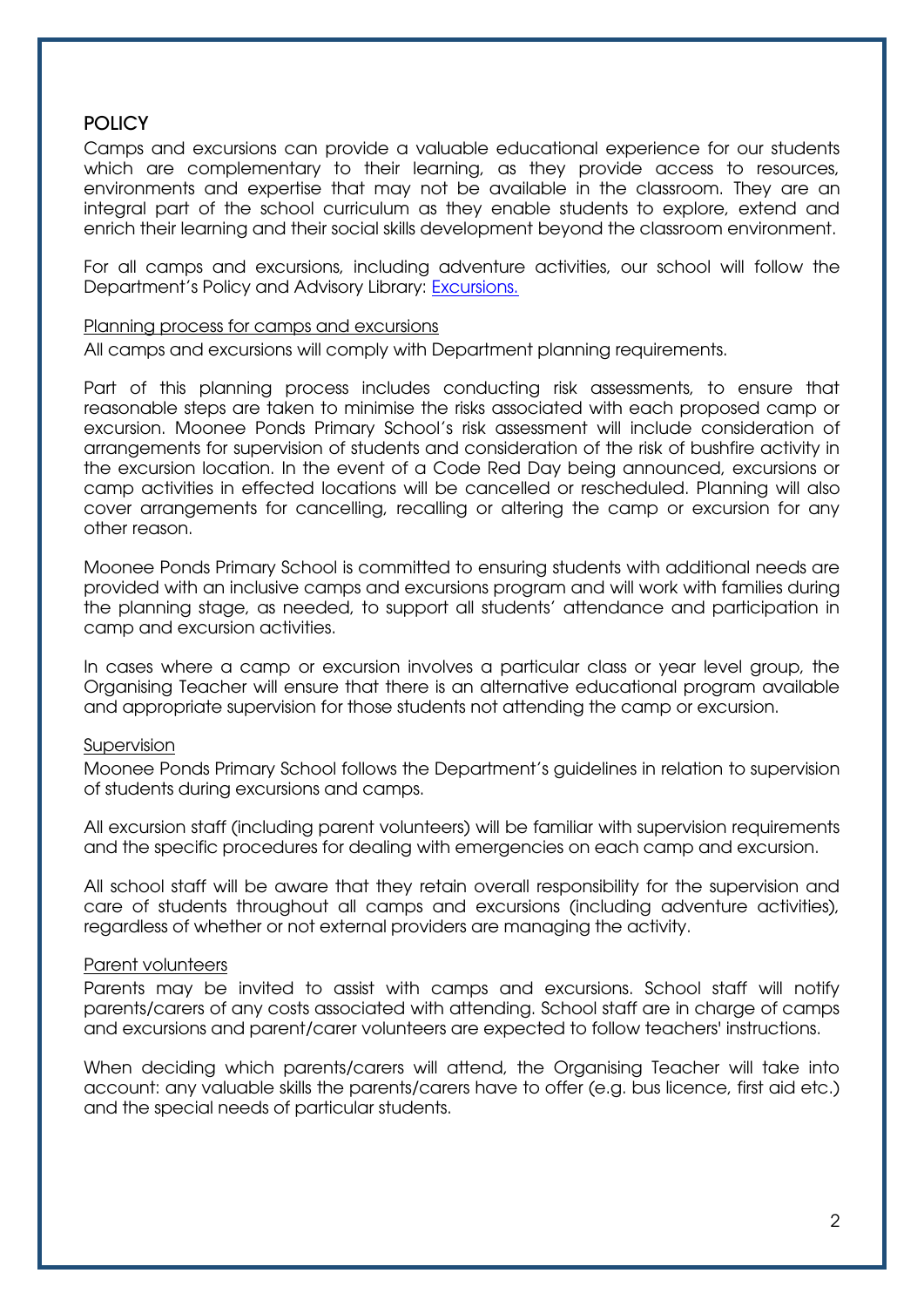## POLICY

Camps and excursions can provide a valuable educational experience for our students which are complementary to their learning, as they provide access to resources, environments and expertise that may not be available in the classroom. They are an integral part of the school curriculum as they enable students to explore, extend and enrich their learning and their social skills development beyond the classroom environment.

For all camps and excursions, including adventure activities, our school will follow the Department's Policy and Advisory Library: [Excursions.](#)

### Planning process for camps and excursions

All camps and excursions will comply with Department planning requirements.

Part of this planning process includes conducting risk assessments, to ensure that reasonable steps are taken to minimise the risks associated with each proposed camp or excursion. Moonee Ponds Primary School's risk assessment will include consideration of arrangements for supervision of students and consideration of the risk of bushfire activity in the excursion location. In the event of a Code Red Day being announced, excursions or camp activities in effected locations will be cancelled or rescheduled. Planning will also cover arrangements for cancelling, recalling or altering the camp or excursion for any other reason.

Moonee Ponds Primary School is committed to ensuring students with additional needs are provided with an inclusive camps and excursions program and will work with families during the planning stage, as needed, to support all students' attendance and participation in camp and excursion activities.

In cases where a camp or excursion involves a particular class or year level group, the Organising Teacher will ensure that there is an alternative educational program available and appropriate supervision for those students not attending the camp or excursion.

### Supervision

Moonee Ponds Primary School follows the Department's guidelines in relation to supervision of students during excursions and camps.

All excursion staff (including parent volunteers) will be familiar with supervision requirements and the specific procedures for dealing with emergencies on each camp and excursion.

All school staff will be aware that they retain overall responsibility for the supervision and care of students throughout all camps and excursions (including adventure activities), regardless of whether or not external providers are managing the activity.

### Parent volunteers

Parents may be invited to assist with camps and excursions. School staff will notify parents/carers of any costs associated with attending. School staff are in charge of camps and excursions and parent/carer volunteers are expected to follow teachers' instructions.

When deciding which parents/carers will attend, the Organising Teacher will take into account: any valuable skills the parents/carers have to offer (e.g. bus licence, first aid etc.) and the special needs of particular students.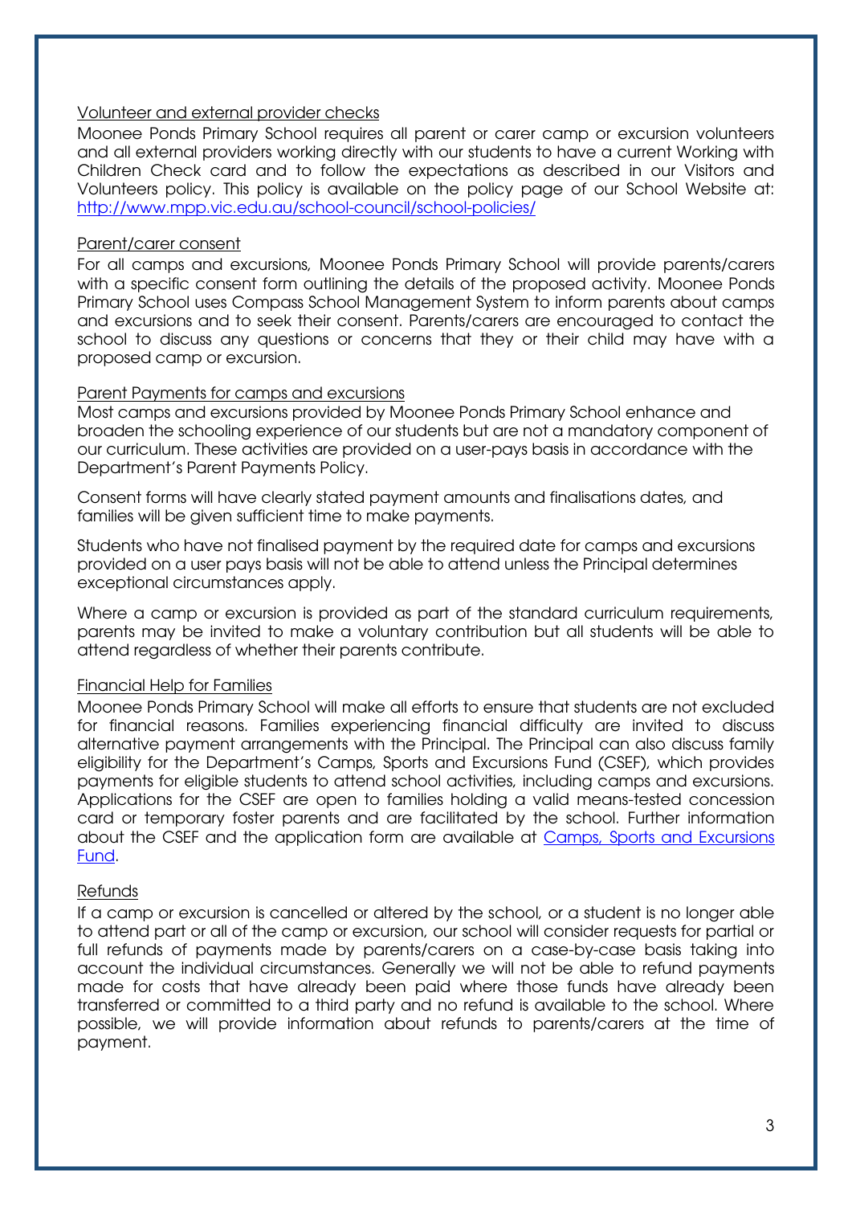#### Volunteer and external provider checks

Moonee Ponds Primary School requires all parent or carer camp or excursion volunteers and all external providers working directly with our students to have a current Working with Children Check card and to follow the expectations as described in our Visitors and Volunteers policy. This policy is available on the policy page of our School Website at: [http://www.mpp.vic.edu.au/school-council/school-policies/](http://www.mpp.vic.edu.au/school-council/school-policies/)

#### Parent/carer consent

For all camps and excursions, Moonee Ponds Primary School will provide parents/carers with a specific consent form outlining the details of the proposed activity. Moonee Ponds Primary School uses Compass School Management System to inform parents about camps and excursions and to seek their consent. Parents/carers are encouraged to contact the school to discuss any questions or concerns that they or their child may have with a proposed camp or excursion.

#### Parent Payments for camps and excursions

Most camps and excursions provided by Moonee Ponds Primary School enhance and broaden the schooling experience of our students but are not a mandatory component of our curriculum. These activities are provided on a user-pays basis in accordance with the Department's Parent Payments Policy.

Consent forms will have clearly stated payment amounts and finalisations dates, and families will be given sufficient time to make payments.

Students who have not finalised payment by the required date for camps and excursions provided on a user pays basis will not be able to attend unless the Principal determines exceptional circumstances apply.

Where a camp or excursion is provided as part of the standard curriculum requirements, parents may be invited to make a voluntary contribution but all students will be able to attend regardless of whether their parents contribute.

#### Financial Help for Families

Moonee Ponds Primary School will make all efforts to ensure that students are not excluded for financial reasons. Families experiencing financial difficulty are invited to discuss alternative payment arrangements with the Principal. The Principal can also discuss family eligibility for the Department's Camps, Sports and Excursions Fund (CSEF), which provides payments for eligible students to attend school activities, including camps and excursions. Applications for the CSEF are open to families holding a valid means-tested concession card or temporary foster parents and are facilitated by the school. Further information about the CSEF and the application form are available at Camps, Sports and Excursions Fund.

#### Refunds

If a camp or excursion is cancelled or altered by the school, or a student is no longer able to attend part or all of the camp or excursion, our school will consider requests for partial or full refunds of payments made by parents/carers on a case-by-case basis taking into account the individual circumstances. Generally we will not be able to refund payments made for costs that have already been paid where those funds have already been transferred or committed to a third party and no refund is available to the school. Where possible, we will provide information about refunds to parents/carers at the time of payment.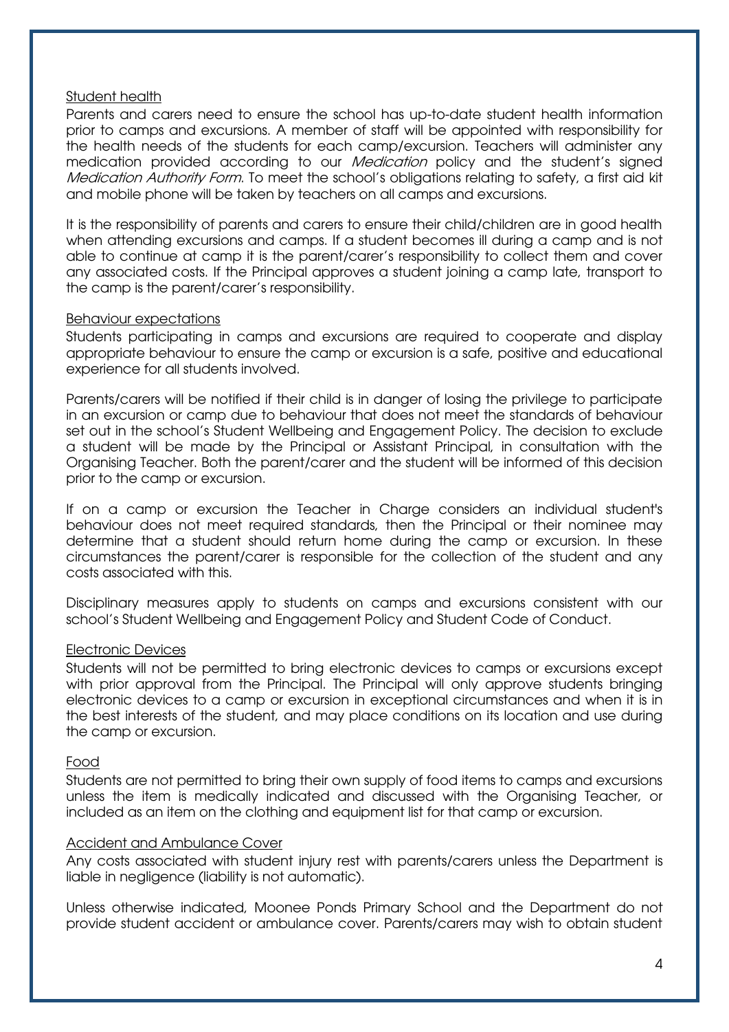Student health

Parents and carers need to ensure the school has up-to-date student health information prior to camps and excursions. A member of staff will be appointed with responsibility for the health needs of the students for each camp/excursion. Teachers will administer any medication provided according to our *Medication* policy and the student's signed *Medication Authority Form*. To meet the school's obligations relating to safety, a first aid kit and mobile phone will be taken by teachers on all camps and excursions.

It is the responsibility of parents and carers to ensure their child/children are in good health when attending excursions and camps. If a student becomes ill during a camp and is not able to continue at camp it is the parent/carer's responsibility to collect them and cover any associated costs. If the Principal approves a student joining a camp late, transport to the camp is the parent/carer's responsibility.

Behaviour expectations

Students participating in camps and excursions are required to cooperate and display appropriate behaviour to ensure the camp or excursion is a safe, positive and educational experience for all students involved.

Parents/carers will be notified if their child is in danger of losing the privilege to participate in an excursion or camp due to behaviour that does not meet the standards of behaviour set out in the school's Student Wellbeing and Engagement Policy. The decision to exclude a student will be made by the Principal or Assistant Principal, in consultation with the Organising Teacher. Both the parent/carer and the student will be informed of this decision prior to the camp or excursion.

If on a camp or excursion the Teacher in Charge considers an individual student's behaviour does not meet required standards, then the Principal or their nominee may determine that a student should return home during the camp or excursion. In these circumstances the parent/carer is responsible for the collection of the student and any costs associated with this.

Disciplinary measures apply to students on camps and excursions consistent with our school's Student Wellbeing and Engagement Policy and Student Code of Conduct.

Electronic Devices

Students will not be permitted to bring electronic devices to camps or excursions except with prior approval from the Principal. The Principal will only approve students bringing electronic devices to a camp or excursion in exceptional circumstances and when it is in the best interests of the student, and may place conditions on its location and use during the camp or excursion.

Food

Students are not permitted to bring their own supply of food items to camps and excursions unless the item is medically indicated and discussed with the Organising Teacher, or included as an item on the clothing and equipment list for that camp or excursion.

Accident and Ambulance Cover

Any costs associated with student injury rest with parents/carers unless the Department is liable in negligence (liability is not automatic).

Unless otherwise indicated, Moonee Ponds Primary School and the Department do not provide student accident or ambulance cover. Parents/carers may wish to obtain student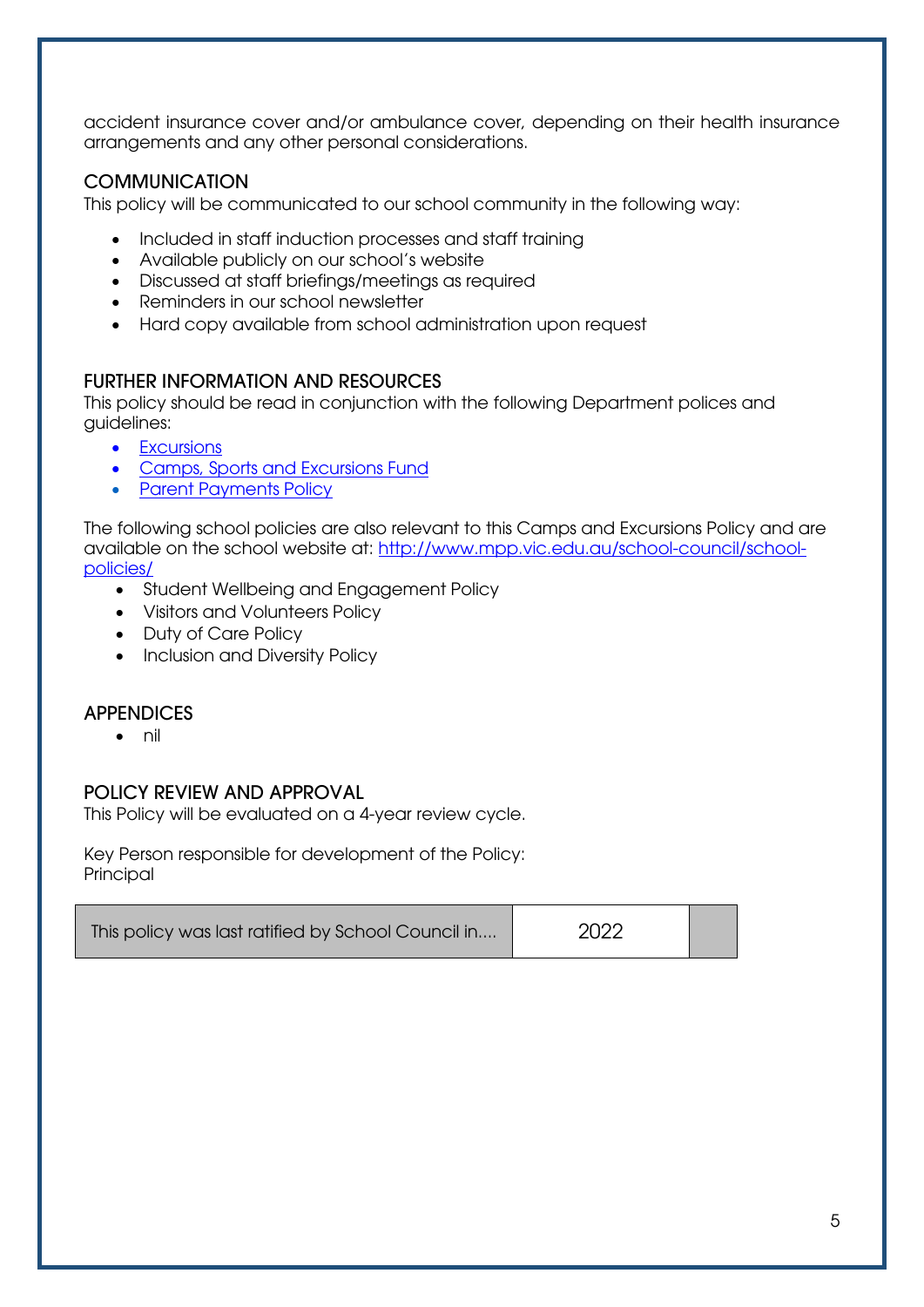accident insurance cover and/or ambulance cover, depending on their health insurance arrangements and any other personal considerations.

## COMMUNICATION

This policy will be communicated to our school community in the following way:

- Included in staff induction processes and staff training
- Available publicly on our school's website
- Discussed at staff briefings/meetings as required
- Reminders in our school newsletter
- Hard copy available from school administration upon request

## FURTHER INFORMATION AND RESOURCES

This policy should be read in conjunction with the following Department polices and guidelines:

- Excursions
- Camps, Sports and Excursions Fund
- Parent Payments Policy

The following school policies are also relevant to this Camps and Excursions Policy and are available on the school website at: http://www.mpp.vic.edu.au/school-council/school-policies/

- Student Wellbeing and Engagement Policy
- Visitors and Volunteers Policy
- Duty of Care Policy
- Inclusion and Diversity Policy

## APPENDICES

- nil

## POLICY REVIEW AND APPROVAL

This Policy will be evaluated on a 4-year review cycle.

Key Person responsible for development of the Policy:
Principal

| | | |
|---|---|---|
| This policy was last ratified by School Council in.... | 2022 | |